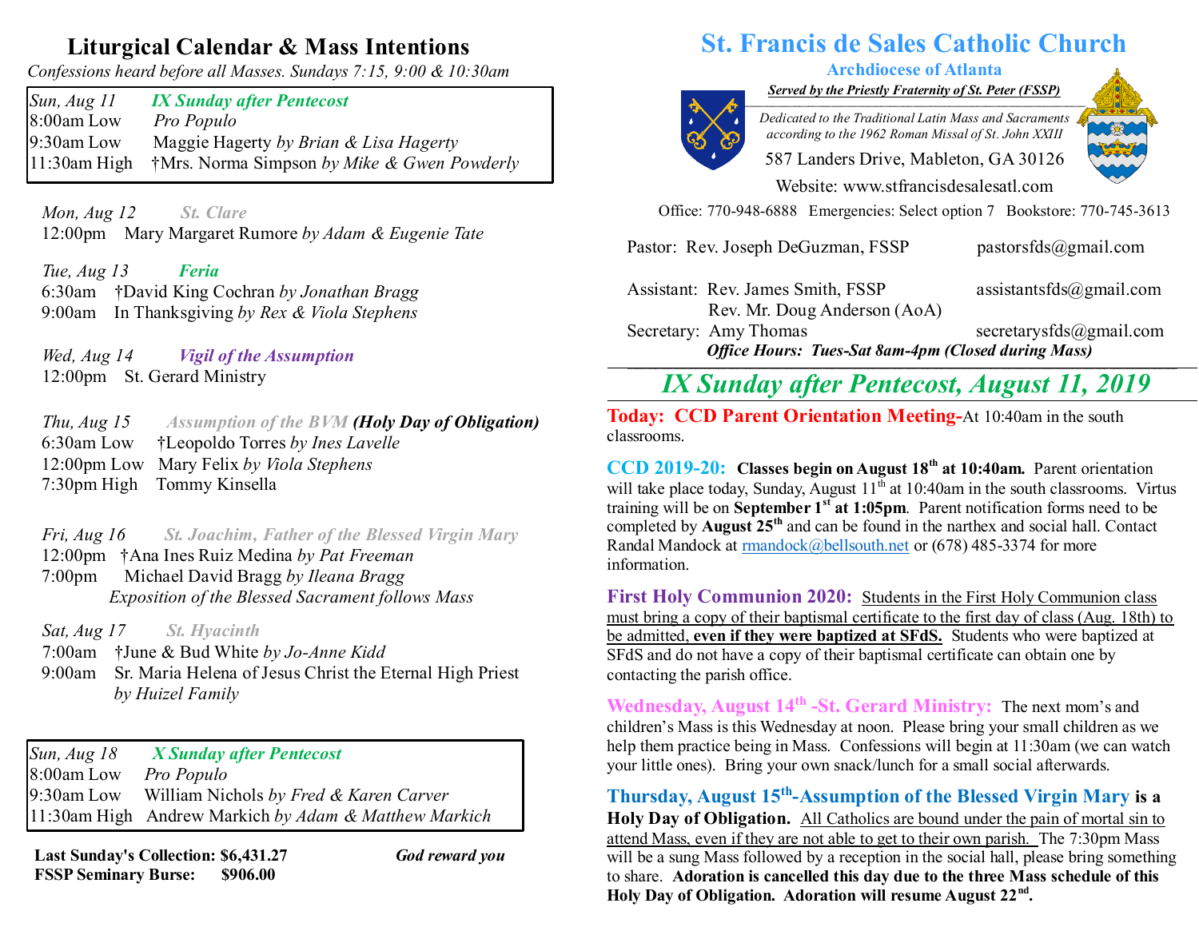## Liturgical Calendar & Mass Intentions

*Confessions heard before all Masses. Sundays 7:15, 9:00 & 10:30am*

| *Sun, Aug 11* | ***IX Sunday after Pentecost*** |
|---|---|
| 8:00am Low | *Pro Populo* |
| 9:30am Low | Maggie Hagerty *by Brian & Lisa Hagerty* |
| 11:30am High | †Mrs. Norma Simpson *by Mike & Gwen Powderly* |

*Mon, Aug 12* ***St. Clare***
12:00pm Mary Margaret Rumore *by Adam & Eugenie Tate*

*Tue, Aug 13* ***Feria***
6:30am †David King Cochran *by Jonathan Bragg*
9:00am In Thanksgiving *by Rex & Viola Stephens*

*Wed, Aug 14* ***Vigil of the Assumption***
12:00pm St. Gerard Ministry

*Thu, Aug 15* ***Assumption of the BVM (Holy Day of Obligation)***
6:30am Low †Leopoldo Torres *by Ines Lavelle*
12:00pm Low Mary Felix *by Viola Stephens*
7:30pm High Tommy Kinsella

*Fri, Aug 16* ***St. Joachim, Father of the Blessed Virgin Mary***
12:00pm †Ana Ines Ruiz Medina *by Pat Freeman*
7:00pm Michael David Bragg *by Ileana Bragg*
*Exposition of the Blessed Sacrament follows Mass*

*Sat, Aug 17* ***St. Hyacinth***
7:00am †June & Bud White *by Jo-Anne Kidd*
9:00am Sr. Maria Helena of Jesus Christ the Eternal High Priest *by Huizel Family*

| *Sun, Aug 18* | ***X Sunday after Pentecost*** |
|---|---|
| 8:00am Low | *Pro Populo* |
| 9:30am Low | William Nichols *by Fred & Karen Carver* |
| 11:30am High | Andrew Markich *by Adam & Matthew Markich* |

**Last Sunday's Collection: $6,431.27** *God reward you*
**FSSP Seminary Burse: $906.00**

# St. Francis de Sales Catholic Church

**Archdiocese of Atlanta**

***Served by the Priestly Fraternity of St. Peter (FSSP)***

*Dedicated to the Traditional Latin Mass and Sacraments according to the 1962 Roman Missal of St. John XXIII*

587 Landers Drive, Mableton, GA 30126

Website: www.stfrancisdesalesatl.com

Office: 770-948-6888 Emergencies: Select option 7 Bookstore: 770-745-3613

Pastor: Rev. Joseph DeGuzman, FSSP — pastorsfds@gmail.com

Assistant: Rev. James Smith, FSSP — assistantsfds@gmail.com
Rev. Mr. Doug Anderson (AoA)

Secretary: Amy Thomas — secretarysfds@gmail.com

***Office Hours: Tues-Sat 8am-4pm (Closed during Mass)***

## *IX Sunday after Pentecost, August 11, 2019*

**Today: CCD Parent Orientation Meeting-**At 10:40am in the south classrooms.

**CCD 2019-20:** **Classes begin on August 18th at 10:40am.** Parent orientation will take place today, Sunday, August 11th at 10:40am in the south classrooms. Virtus training will be on **September 1st at 1:05pm**. Parent notification forms need to be completed by **August 25th** and can be found in the narthex and social hall. Contact Randal Mandock at rmandock@bellsouth.net or (678) 485-3374 for more information.

**First Holy Communion 2020:** Students in the First Holy Communion class must bring a copy of their baptismal certificate to the first day of class (Aug. 18th) to be admitted, **even if they were baptized at SFdS.** Students who were baptized at SFdS and do not have a copy of their baptismal certificate can obtain one by contacting the parish office.

**Wednesday, August 14th -St. Gerard Ministry:** The next mom's and children's Mass is this Wednesday at noon. Please bring your small children as we help them practice being in Mass. Confessions will begin at 11:30am (we can watch your little ones). Bring your own snack/lunch for a small social afterwards.

**Thursday, August 15th-Assumption of the Blessed Virgin Mary is a Holy Day of Obligation.** All Catholics are bound under the pain of mortal sin to attend Mass, even if they are not able to get to their own parish. The 7:30pm Mass will be a sung Mass followed by a reception in the social hall, please bring something to share. **Adoration is cancelled this day due to the three Mass schedule of this Holy Day of Obligation. Adoration will resume August 22nd.**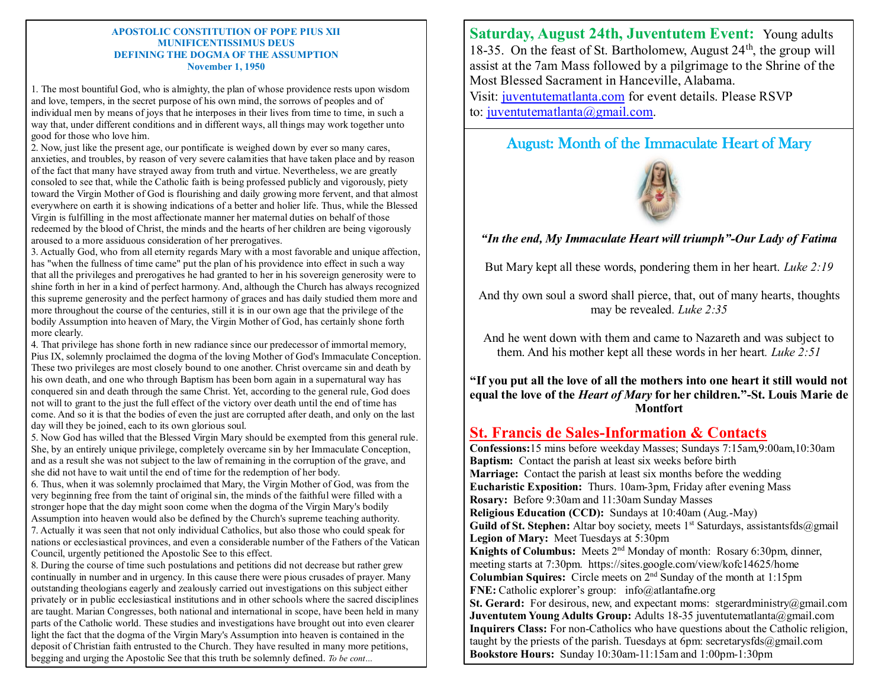**APOSTOLIC CONSTITUTION OF POPE PIUS XII**
**MUNIFICENTISSIMUS DEUS**
**DEFINING THE DOGMA OF THE ASSUMPTION**
**November 1, 1950**

1. The most bountiful God, who is almighty, the plan of whose providence rests upon wisdom and love, tempers, in the secret purpose of his own mind, the sorrows of peoples and of individual men by means of joys that he interposes in their lives from time to time, in such a way that, under different conditions and in different ways, all things may work together unto good for those who love him.

2. Now, just like the present age, our pontificate is weighed down by ever so many cares, anxieties, and troubles, by reason of very severe calamities that have taken place and by reason of the fact that many have strayed away from truth and virtue. Nevertheless, we are greatly consoled to see that, while the Catholic faith is being professed publicly and vigorously, piety toward the Virgin Mother of God is flourishing and daily growing more fervent, and that almost everywhere on earth it is showing indications of a better and holier life. Thus, while the Blessed Virgin is fulfilling in the most affectionate manner her maternal duties on behalf of those redeemed by the blood of Christ, the minds and the hearts of her children are being vigorously aroused to a more assiduous consideration of her prerogatives.

3. Actually God, who from all eternity regards Mary with a most favorable and unique affection, has "when the fullness of time came" put the plan of his providence into effect in such a way that all the privileges and prerogatives he had granted to her in his sovereign generosity were to shine forth in her in a kind of perfect harmony. And, although the Church has always recognized this supreme generosity and the perfect harmony of graces and has daily studied them more and more throughout the course of the centuries, still it is in our own age that the privilege of the bodily Assumption into heaven of Mary, the Virgin Mother of God, has certainly shone forth more clearly.

4. That privilege has shone forth in new radiance since our predecessor of immortal memory, Pius IX, solemnly proclaimed the dogma of the loving Mother of God's Immaculate Conception. These two privileges are most closely bound to one another. Christ overcame sin and death by his own death, and one who through Baptism has been born again in a supernatural way has conquered sin and death through the same Christ. Yet, according to the general rule, God does not will to grant to the just the full effect of the victory over death until the end of time has come. And so it is that the bodies of even the just are corrupted after death, and only on the last day will they be joined, each to its own glorious soul.

5. Now God has willed that the Blessed Virgin Mary should be exempted from this general rule. She, by an entirely unique privilege, completely overcame sin by her Immaculate Conception, and as a result she was not subject to the law of remaining in the corruption of the grave, and she did not have to wait until the end of time for the redemption of her body.

6. Thus, when it was solemnly proclaimed that Mary, the Virgin Mother of God, was from the very beginning free from the taint of original sin, the minds of the faithful were filled with a stronger hope that the day might soon come when the dogma of the Virgin Mary's bodily Assumption into heaven would also be defined by the Church's supreme teaching authority.

7. Actually it was seen that not only individual Catholics, but also those who could speak for nations or ecclesiastical provinces, and even a considerable number of the Fathers of the Vatican Council, urgently petitioned the Apostolic See to this effect.

8. During the course of time such postulations and petitions did not decrease but rather grew continually in number and in urgency. In this cause there were pious crusades of prayer. Many outstanding theologians eagerly and zealously carried out investigations on this subject either privately or in public ecclesiastical institutions and in other schools where the sacred disciplines are taught. Marian Congresses, both national and international in scope, have been held in many parts of the Catholic world. These studies and investigations have brought out into even clearer light the fact that the dogma of the Virgin Mary's Assumption into heaven is contained in the deposit of Christian faith entrusted to the Church. They have resulted in many more petitions, begging and urging the Apostolic See that this truth be solemnly defined. *To be cont...*

---

**Saturday, August 24th, Juventutem Event:** Young adults 18-35. On the feast of St. Bartholomew, August 24th, the group will assist at the 7am Mass followed by a pilgrimage to the Shrine of the Most Blessed Sacrament in Hanceville, Alabama.
Visit: juventutematlanta.com for event details. Please RSVP to: juventutematlanta@gmail.com.

## August: Month of the Immaculate Heart of Mary

***"In the end, My Immaculate Heart will triumph"-Our Lady of Fatima***

But Mary kept all these words, pondering them in her heart. *Luke 2:19*

And thy own soul a sword shall pierce, that, out of many hearts, thoughts may be revealed. *Luke 2:35*

And he went down with them and came to Nazareth and was subject to them. And his mother kept all these words in her heart. *Luke 2:51*

**"If you put all the love of all the mothers into one heart it still would not equal the love of the *Heart of Mary* for her children."-St. Louis Marie de Montfort**

## St. Francis de Sales-Information & Contacts

**Confessions:** 15 mins before weekday Masses; Sundays 7:15am, 9:00am, 10:30am
**Baptism:** Contact the parish at least six weeks before birth
**Marriage:** Contact the parish at least six months before the wedding
**Eucharistic Exposition:** Thurs. 10am-3pm, Friday after evening Mass
**Rosary:** Before 9:30am and 11:30am Sunday Masses
**Religious Education (CCD):** Sundays at 10:40am (Aug.-May)
**Guild of St. Stephen:** Altar boy society, meets 1st Saturdays, assistantsfds@gmail
**Legion of Mary:** Meet Tuesdays at 5:30pm
**Knights of Columbus:** Meets 2nd Monday of month: Rosary 6:30pm, dinner, meeting starts at 7:30pm. https://sites.google.com/view/kofc14625/home
**Columbian Squires:** Circle meets on 2nd Sunday of the month at 1:15pm
**FNE:** Catholic explorer's group: info@atlantafne.org
**St. Gerard:** For desirous, new, and expectant moms: stgerardministry@gmail.com
**Juventutem Young Adults Group:** Adults 18-35 juventutematlanta@gmail.com
**Inquirers Class:** For non-Catholics who have questions about the Catholic religion, taught by the priests of the parish. Tuesdays at 6pm: secretarysfds@gmail.com
**Bookstore Hours:** Sunday 10:30am-11:15am and 1:00pm-1:30pm